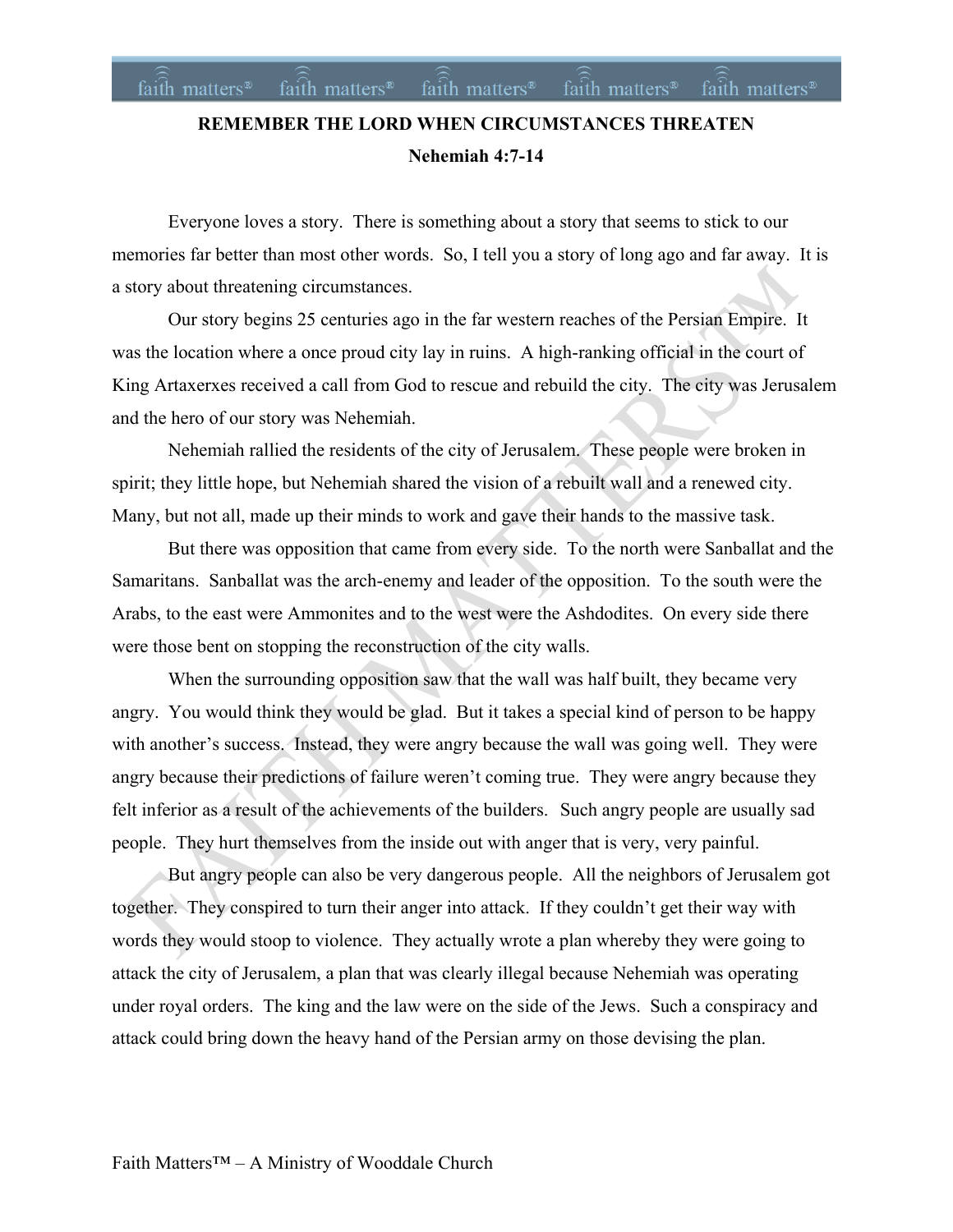# REMEMBER THE LORD WHEN CIRCUMSTANCES THREATEN

## Nehemiah 4:7-14

Everyone loves a story. There is something about a story that seems to stick to our memories far better than most other words. So, I tell you a story of long ago and far away. It is a story about threatening circumstances.

Our story begins 25 centuries ago in the far western reaches of the Persian Empire. It was the location where a once proud city lay in ruins. A high-ranking official in the court of King Artaxerxes received a call from God to rescue and rebuild the city. The city was Jerusalem and the hero of our story was Nehemiah.

Nehemiah rallied the residents of the city of Jerusalem. These people were broken in spirit; they little hope, but Nehemiah shared the vision of a rebuilt wall and a renewed city. Many, but not all, made up their minds to work and gave their hands to the massive task.

But there was opposition that came from every side. To the north were Sanballat and the Samaritans. Sanballat was the arch-enemy and leader of the opposition. To the south were the Arabs, to the east were Ammonites and to the west were the Ashdodites. On every side there were those bent on stopping the reconstruction of the city walls.

When the surrounding opposition saw that the wall was half built, they became very angry. You would think they would be glad. But it takes a special kind of person to be happy with another's success. Instead, they were angry because the wall was going well. They were angry because their predictions of failure weren't coming true. They were angry because they felt inferior as a result of the achievements of the builders. Such angry people are usually sad people. They hurt themselves from the inside out with anger that is very, very painful.

But angry people can also be very dangerous people. All the neighbors of Jerusalem got together. They conspired to turn their anger into attack. If they couldn't get their way with words they would stoop to violence. They actually wrote a plan whereby they were going to attack the city of Jerusalem, a plan that was clearly illegal because Nehemiah was operating under royal orders. The king and the law were on the side of the Jews. Such a conspiracy and attack could bring down the heavy hand of the Persian army on those devising the plan.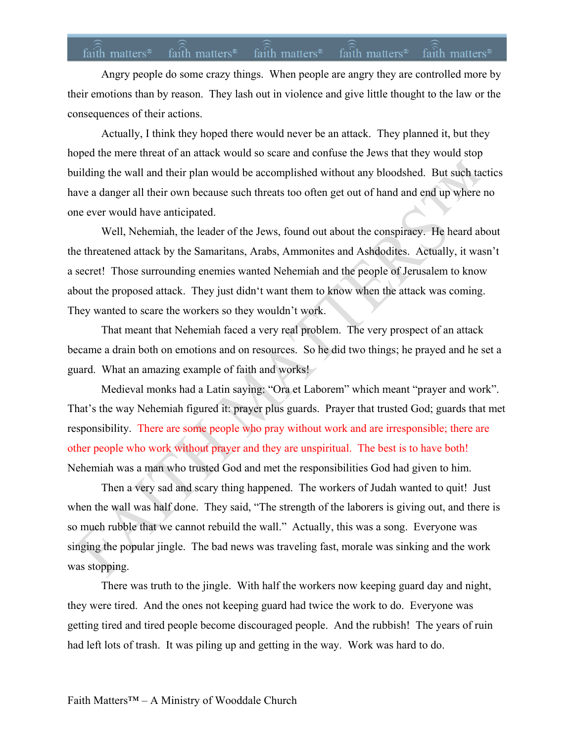Angry people do some crazy things. When people are angry they are controlled more by their emotions than by reason. They lash out in violence and give little thought to the law or the consequences of their actions.

Actually, I think they hoped there would never be an attack. They planned it, but they hoped the mere threat of an attack would so scare and confuse the Jews that they would stop building the wall and their plan would be accomplished without any bloodshed. But such tactics have a danger all their own because such threats too often get out of hand and end up where no one ever would have anticipated.

Well, Nehemiah, the leader of the Jews, found out about the conspiracy. He heard about the threatened attack by the Samaritans, Arabs, Ammonites and Ashdodites. Actually, it wasn't a secret! Those surrounding enemies wanted Nehemiah and the people of Jerusalem to know about the proposed attack. They just didn't want them to know when the attack was coming. They wanted to scare the workers so they wouldn't work.

That meant that Nehemiah faced a very real problem. The very prospect of an attack became a drain both on emotions and on resources. So he did two things; he prayed and he set a guard. What an amazing example of faith and works!

Medieval monks had a Latin saying: "Ora et Laborem" which meant "prayer and work". That's the way Nehemiah figured it: prayer plus guards. Prayer that trusted God; guards that met responsibility. There are some people who pray without work and are irresponsible; there are other people who work without prayer and they are unspiritual. The best is to have both! Nehemiah was a man who trusted God and met the responsibilities God had given to him.

Then a very sad and scary thing happened. The workers of Judah wanted to quit! Just when the wall was half done. They said, "The strength of the laborers is giving out, and there is so much rubble that we cannot rebuild the wall." Actually, this was a song. Everyone was singing the popular jingle. The bad news was traveling fast, morale was sinking and the work was stopping.

There was truth to the jingle. With half the workers now keeping guard day and night, they were tired. And the ones not keeping guard had twice the work to do. Everyone was getting tired and tired people become discouraged people. And the rubbish! The years of ruin had left lots of trash. It was piling up and getting in the way. Work was hard to do.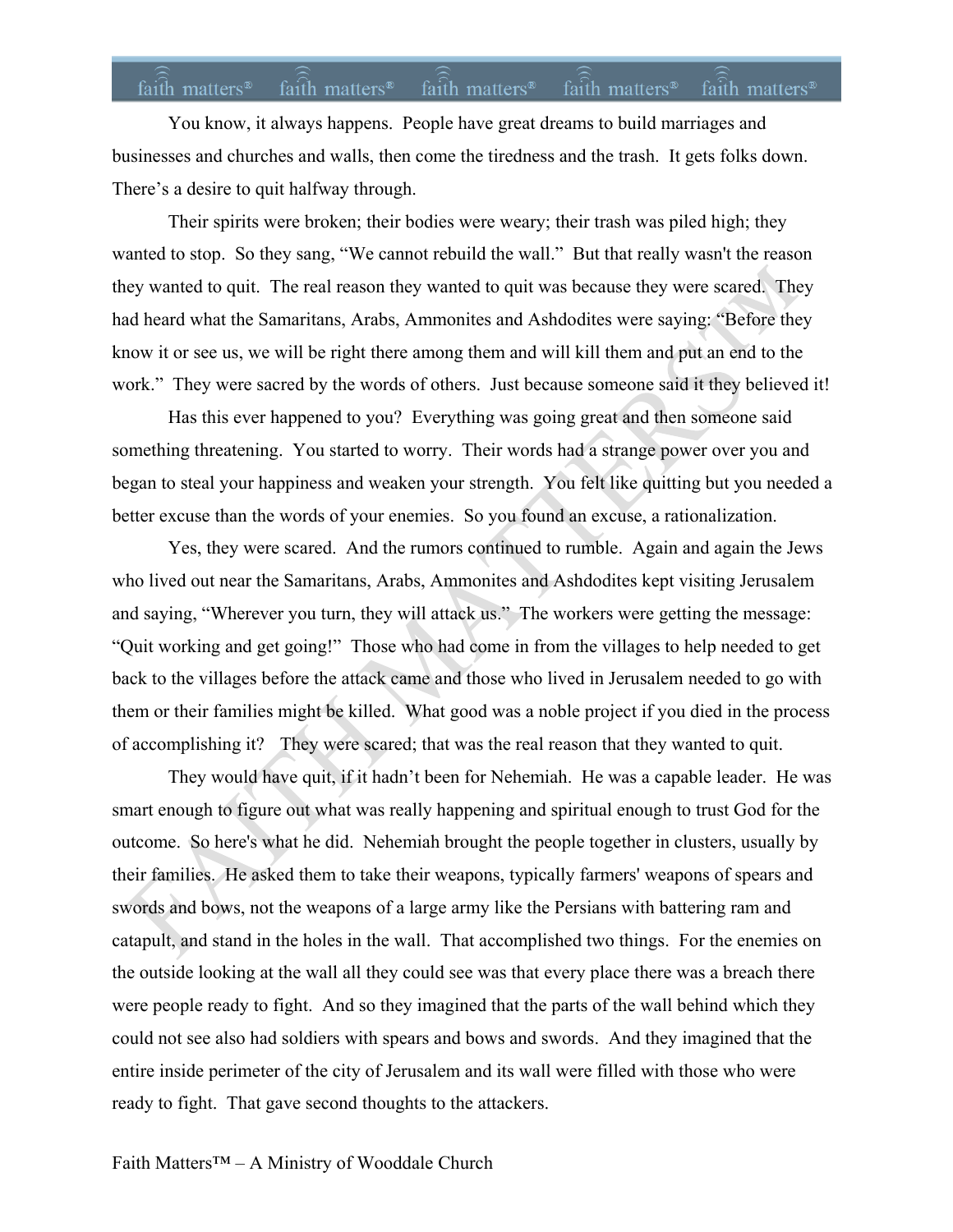You know, it always happens. People have great dreams to build marriages and businesses and churches and walls, then come the tiredness and the trash. It gets folks down. There's a desire to quit halfway through.

Their spirits were broken; their bodies were weary; their trash was piled high; they wanted to stop. So they sang, "We cannot rebuild the wall." But that really wasn't the reason they wanted to quit. The real reason they wanted to quit was because they were scared. They had heard what the Samaritans, Arabs, Ammonites and Ashdodites were saying: "Before they know it or see us, we will be right there among them and will kill them and put an end to the work." They were sacred by the words of others. Just because someone said it they believed it!

Has this ever happened to you? Everything was going great and then someone said something threatening. You started to worry. Their words had a strange power over you and began to steal your happiness and weaken your strength. You felt like quitting but you needed a better excuse than the words of your enemies. So you found an excuse, a rationalization.

Yes, they were scared. And the rumors continued to rumble. Again and again the Jews who lived out near the Samaritans, Arabs, Ammonites and Ashdodites kept visiting Jerusalem and saying, "Wherever you turn, they will attack us." The workers were getting the message: "Quit working and get going!" Those who had come in from the villages to help needed to get back to the villages before the attack came and those who lived in Jerusalem needed to go with them or their families might be killed. What good was a noble project if you died in the process of accomplishing it? They were scared; that was the real reason that they wanted to quit.

They would have quit, if it hadn't been for Nehemiah. He was a capable leader. He was smart enough to figure out what was really happening and spiritual enough to trust God for the outcome. So here's what he did. Nehemiah brought the people together in clusters, usually by their families. He asked them to take their weapons, typically farmers' weapons of spears and swords and bows, not the weapons of a large army like the Persians with battering ram and catapult, and stand in the holes in the wall. That accomplished two things. For the enemies on the outside looking at the wall all they could see was that every place there was a breach there were people ready to fight. And so they imagined that the parts of the wall behind which they could not see also had soldiers with spears and bows and swords. And they imagined that the entire inside perimeter of the city of Jerusalem and its wall were filled with those who were ready to fight. That gave second thoughts to the attackers.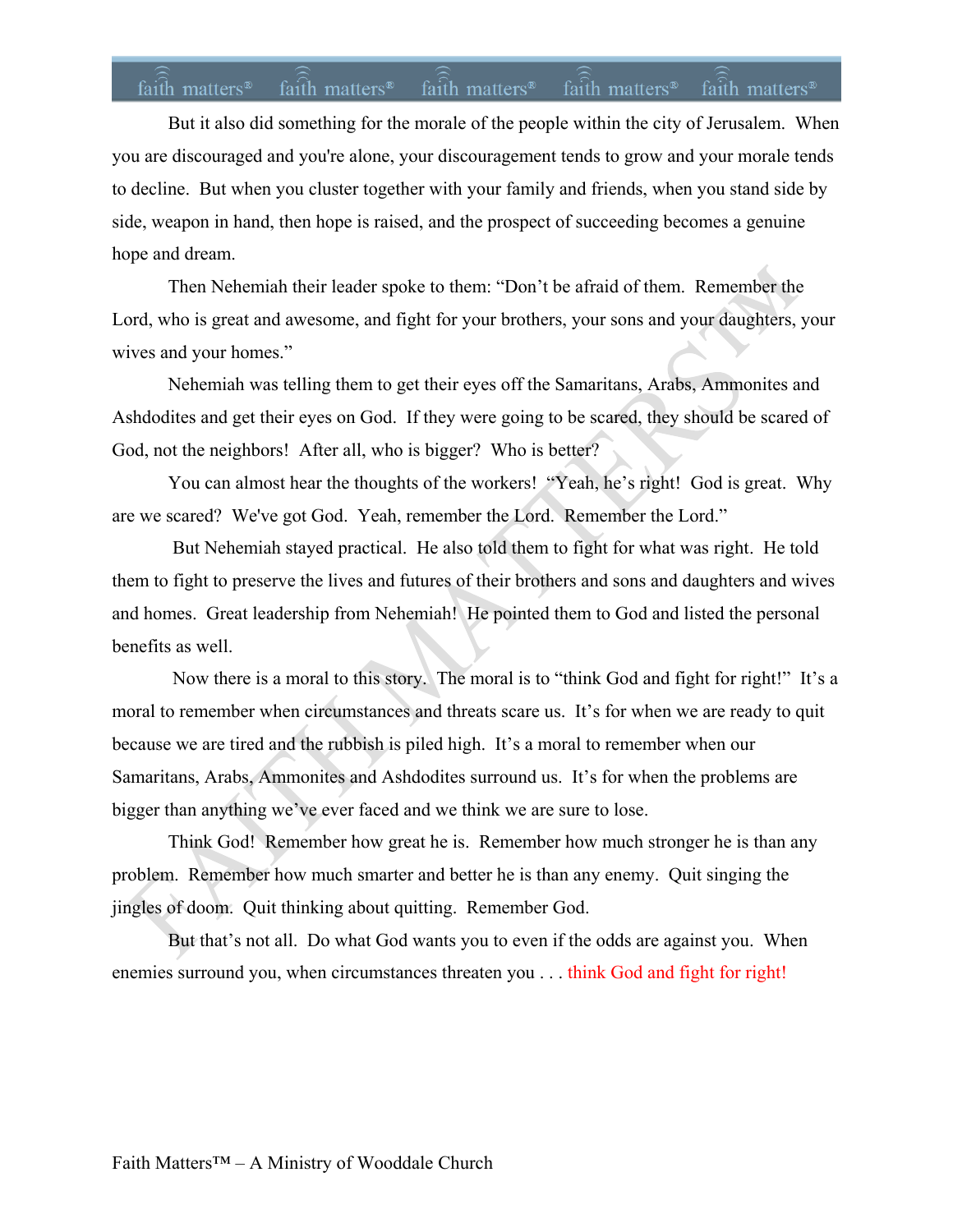But it also did something for the morale of the people within the city of Jerusalem. When you are discouraged and you're alone, your discouragement tends to grow and your morale tends to decline. But when you cluster together with your family and friends, when you stand side by side, weapon in hand, then hope is raised, and the prospect of succeeding becomes a genuine hope and dream.

Then Nehemiah their leader spoke to them: "Don't be afraid of them. Remember the Lord, who is great and awesome, and fight for your brothers, your sons and your daughters, your wives and your homes."

Nehemiah was telling them to get their eyes off the Samaritans, Arabs, Ammonites and Ashdodites and get their eyes on God. If they were going to be scared, they should be scared of God, not the neighbors! After all, who is bigger? Who is better?

You can almost hear the thoughts of the workers! "Yeah, he's right! God is great. Why are we scared? We've got God. Yeah, remember the Lord. Remember the Lord."

But Nehemiah stayed practical. He also told them to fight for what was right. He told them to fight to preserve the lives and futures of their brothers and sons and daughters and wives and homes. Great leadership from Nehemiah! He pointed them to God and listed the personal benefits as well.

Now there is a moral to this story. The moral is to "think God and fight for right!" It's a moral to remember when circumstances and threats scare us. It's for when we are ready to quit because we are tired and the rubbish is piled high. It's a moral to remember when our Samaritans, Arabs, Ammonites and Ashdodites surround us. It's for when the problems are bigger than anything we've ever faced and we think we are sure to lose.

Think God! Remember how great he is. Remember how much stronger he is than any problem. Remember how much smarter and better he is than any enemy. Quit singing the jingles of doom. Quit thinking about quitting. Remember God.

But that's not all. Do what God wants you to even if the odds are against you. When enemies surround you, when circumstances threaten you . . . think God and fight for right!